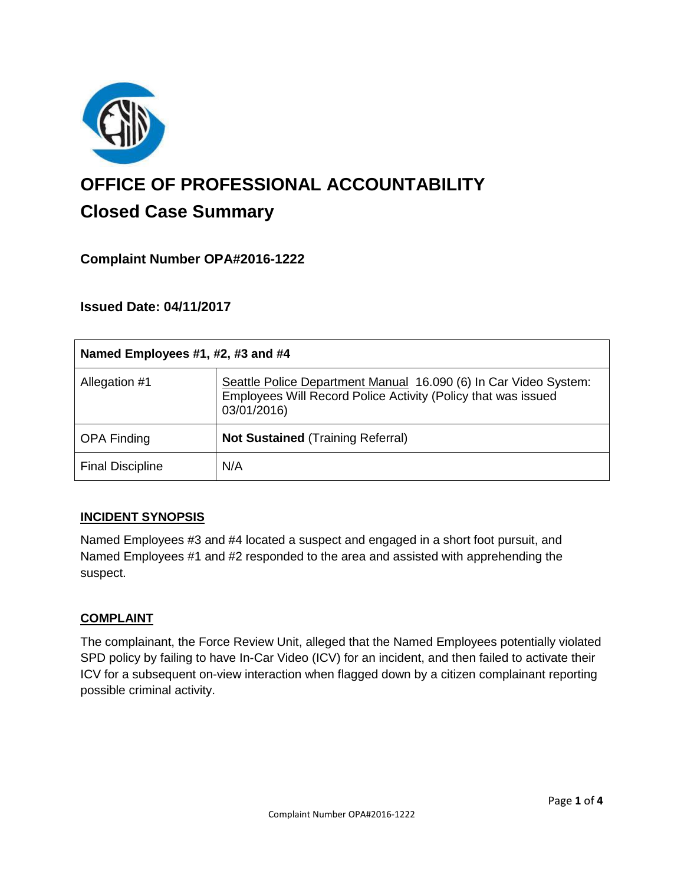# OFFICE OF PROFESSIONAL ACCOUNTABILITY

## Closed Case Summary

### Complaint Number OPA#2016-1222

### Issued Date: 04/11/2017

| Named Employees #1, #2, #3 and #4 | |
|---|---|
| Allegation #1 | Seattle Police Department Manual 16.090 (6) In Car Video System: Employees Will Record Police Activity (Policy that was issued 03/01/2016) |
| OPA Finding | **Not Sustained** (Training Referral) |
| Final Discipline | N/A |

## INCIDENT SYNOPSIS

Named Employees #3 and #4 located a suspect and engaged in a short foot pursuit, and Named Employees #1 and #2 responded to the area and assisted with apprehending the suspect.

## COMPLAINT

The complainant, the Force Review Unit, alleged that the Named Employees potentially violated SPD policy by failing to have In-Car Video (ICV) for an incident, and then failed to activate their ICV for a subsequent on-view interaction when flagged down by a citizen complainant reporting possible criminal activity.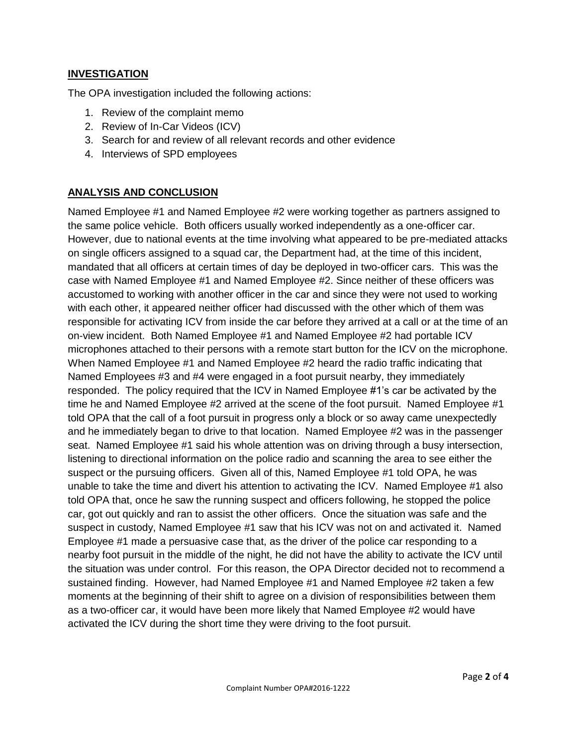## INVESTIGATION

The OPA investigation included the following actions:

1. Review of the complaint memo
2. Review of In-Car Videos (ICV)
3. Search for and review of all relevant records and other evidence
4. Interviews of SPD employees

## ANALYSIS AND CONCLUSION

Named Employee #1 and Named Employee #2 were working together as partners assigned to the same police vehicle. Both officers usually worked independently as a one-officer car. However, due to national events at the time involving what appeared to be pre-mediated attacks on single officers assigned to a squad car, the Department had, at the time of this incident, mandated that all officers at certain times of day be deployed in two-officer cars. This was the case with Named Employee #1 and Named Employee #2. Since neither of these officers was accustomed to working with another officer in the car and since they were not used to working with each other, it appeared neither officer had discussed with the other which of them was responsible for activating ICV from inside the car before they arrived at a call or at the time of an on-view incident. Both Named Employee #1 and Named Employee #2 had portable ICV microphones attached to their persons with a remote start button for the ICV on the microphone. When Named Employee #1 and Named Employee #2 heard the radio traffic indicating that Named Employees #3 and #4 were engaged in a foot pursuit nearby, they immediately responded. The policy required that the ICV in Named Employee #1's car be activated by the time he and Named Employee #2 arrived at the scene of the foot pursuit. Named Employee #1 told OPA that the call of a foot pursuit in progress only a block or so away came unexpectedly and he immediately began to drive to that location. Named Employee #2 was in the passenger seat. Named Employee #1 said his whole attention was on driving through a busy intersection, listening to directional information on the police radio and scanning the area to see either the suspect or the pursuing officers. Given all of this, Named Employee #1 told OPA, he was unable to take the time and divert his attention to activating the ICV. Named Employee #1 also told OPA that, once he saw the running suspect and officers following, he stopped the police car, got out quickly and ran to assist the other officers. Once the situation was safe and the suspect in custody, Named Employee #1 saw that his ICV was not on and activated it. Named Employee #1 made a persuasive case that, as the driver of the police car responding to a nearby foot pursuit in the middle of the night, he did not have the ability to activate the ICV until the situation was under control. For this reason, the OPA Director decided not to recommend a sustained finding. However, had Named Employee #1 and Named Employee #2 taken a few moments at the beginning of their shift to agree on a division of responsibilities between them as a two-officer car, it would have been more likely that Named Employee #2 would have activated the ICV during the short time they were driving to the foot pursuit.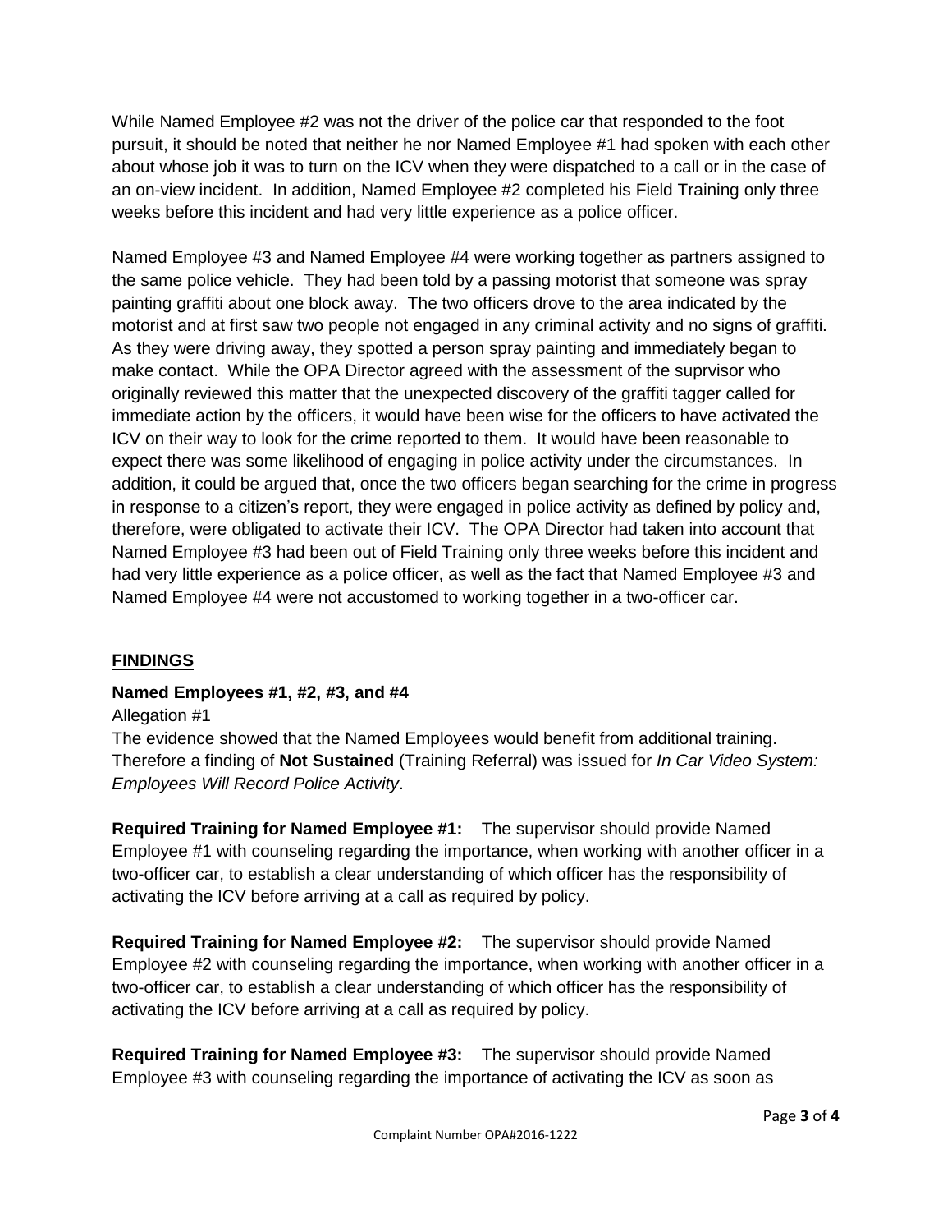While Named Employee #2 was not the driver of the police car that responded to the foot pursuit, it should be noted that neither he nor Named Employee #1 had spoken with each other about whose job it was to turn on the ICV when they were dispatched to a call or in the case of an on-view incident. In addition, Named Employee #2 completed his Field Training only three weeks before this incident and had very little experience as a police officer.

Named Employee #3 and Named Employee #4 were working together as partners assigned to the same police vehicle. They had been told by a passing motorist that someone was spray painting graffiti about one block away. The two officers drove to the area indicated by the motorist and at first saw two people not engaged in any criminal activity and no signs of graffiti. As they were driving away, they spotted a person spray painting and immediately began to make contact. While the OPA Director agreed with the assessment of the suprvisor who originally reviewed this matter that the unexpected discovery of the graffiti tagger called for immediate action by the officers, it would have been wise for the officers to have activated the ICV on their way to look for the crime reported to them. It would have been reasonable to expect there was some likelihood of engaging in police activity under the circumstances. In addition, it could be argued that, once the two officers began searching for the crime in progress in response to a citizen's report, they were engaged in police activity as defined by policy and, therefore, were obligated to activate their ICV. The OPA Director had taken into account that Named Employee #3 had been out of Field Training only three weeks before this incident and had very little experience as a police officer, as well as the fact that Named Employee #3 and Named Employee #4 were not accustomed to working together in a two-officer car.

## FINDINGS

**Named Employees #1, #2, #3, and #4**

Allegation #1

The evidence showed that the Named Employees would benefit from additional training. Therefore a finding of **Not Sustained** (Training Referral) was issued for *In Car Video System: Employees Will Record Police Activity*.

**Required Training for Named Employee #1:** The supervisor should provide Named Employee #1 with counseling regarding the importance, when working with another officer in a two-officer car, to establish a clear understanding of which officer has the responsibility of activating the ICV before arriving at a call as required by policy.

**Required Training for Named Employee #2:** The supervisor should provide Named Employee #2 with counseling regarding the importance, when working with another officer in a two-officer car, to establish a clear understanding of which officer has the responsibility of activating the ICV before arriving at a call as required by policy.

**Required Training for Named Employee #3:** The supervisor should provide Named Employee #3 with counseling regarding the importance of activating the ICV as soon as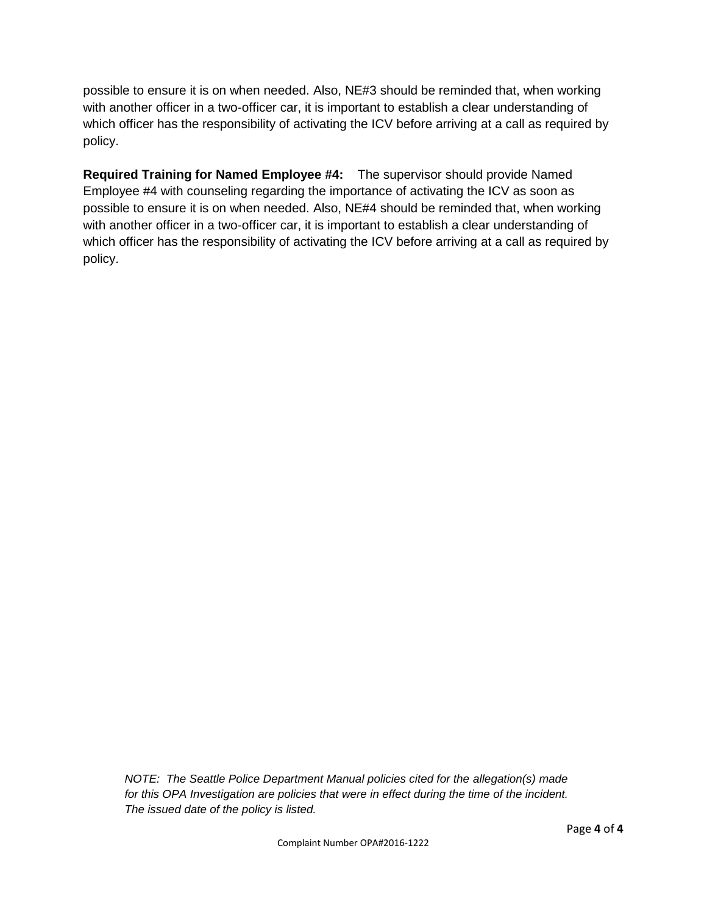possible to ensure it is on when needed. Also, NE#3 should be reminded that, when working with another officer in a two-officer car, it is important to establish a clear understanding of which officer has the responsibility of activating the ICV before arriving at a call as required by policy.

**Required Training for Named Employee #4:** The supervisor should provide Named Employee #4 with counseling regarding the importance of activating the ICV as soon as possible to ensure it is on when needed. Also, NE#4 should be reminded that, when working with another officer in a two-officer car, it is important to establish a clear understanding of which officer has the responsibility of activating the ICV before arriving at a call as required by policy.

*NOTE: The Seattle Police Department Manual policies cited for the allegation(s) made for this OPA Investigation are policies that were in effect during the time of the incident. The issued date of the policy is listed.*